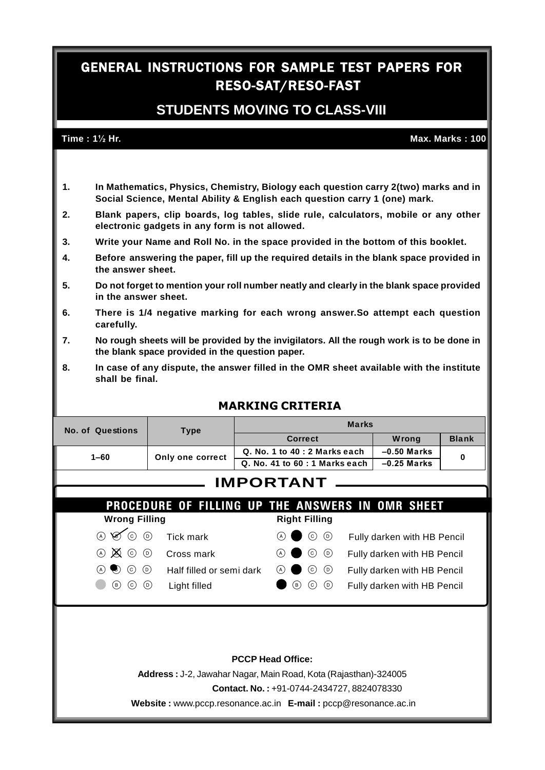# GENERAL INSTRUCTIONS FOR SAMPLE TEST PAPERS FOR RESO-SAT/RESO-FAST

## STUDENTS MOVING TO CLASS-VIII

**Time : 1½ Hr.** **Max. Marks : 100**

1. **In Mathematics, Physics, Chemistry, Biology each question carry 2(two) marks and in Social Science, Mental Ability & English each question carry 1 (one) mark.**
2. **Blank papers, clip boards, log tables, slide rule, calculators, mobile or any other electronic gadgets in any form is not allowed.**
3. **Write your Name and Roll No. in the space provided in the bottom of this booklet.**
4. **Before answering the paper, fill up the required details in the blank space provided in the answer sheet.**
5. **Do not forget to mention your roll number neatly and clearly in the blank space provided in the answer sheet.**
6. **There is 1/4 negative marking for each wrong answer.So attempt each question carefully.**
7. **No rough sheets will be provided by the invigilators. All the rough work is to be done in the blank space provided in the question paper.**
8. **In case of any dispute, the answer filled in the OMR sheet available with the institute shall be final.**

### MARKING CRITERIA

| No. of Questions | Type | Marks | | |
|---|---|---|---|---|
| | | Correct | Wrong | Blank |
| 1–60 | Only one correct | Q. No. 1 to 40 : 2 Marks each | –0.50 Marks | 0 |
| | | Q. No. 41 to 60 : 1 Marks each | –0.25 Marks | |

## IMPORTANT

### PROCEDURE OF FILLING UP THE ANSWERS IN OMR SHEET

| Wrong Filling | | Right Filling | |
|---|---|---|---|
| Ⓐ Ⓑ Ⓒ Ⓓ | Tick mark | Ⓐ ● Ⓒ Ⓓ | Fully darken with HB Pencil |
| Ⓐ Ⓑ Ⓒ Ⓓ | Cross mark | Ⓐ ● Ⓒ Ⓓ | Fully darken with HB Pencil |
| Ⓐ Ⓑ Ⓒ Ⓓ | Half filled or semi dark | Ⓐ ● Ⓒ Ⓓ | Fully darken with HB Pencil |
| Ⓐ Ⓑ Ⓒ Ⓓ | Light filled | ● Ⓑ Ⓒ Ⓓ | Fully darken with HB Pencil |

**PCCP Head Office:**

**Address :** J-2, Jawahar Nagar, Main Road, Kota (Rajasthan)-324005

**Contact. No. :** +91-0744-2434727, 8824078330

**Website :** www.pccp.resonance.ac.in **E-mail :** pccp@resonance.ac.in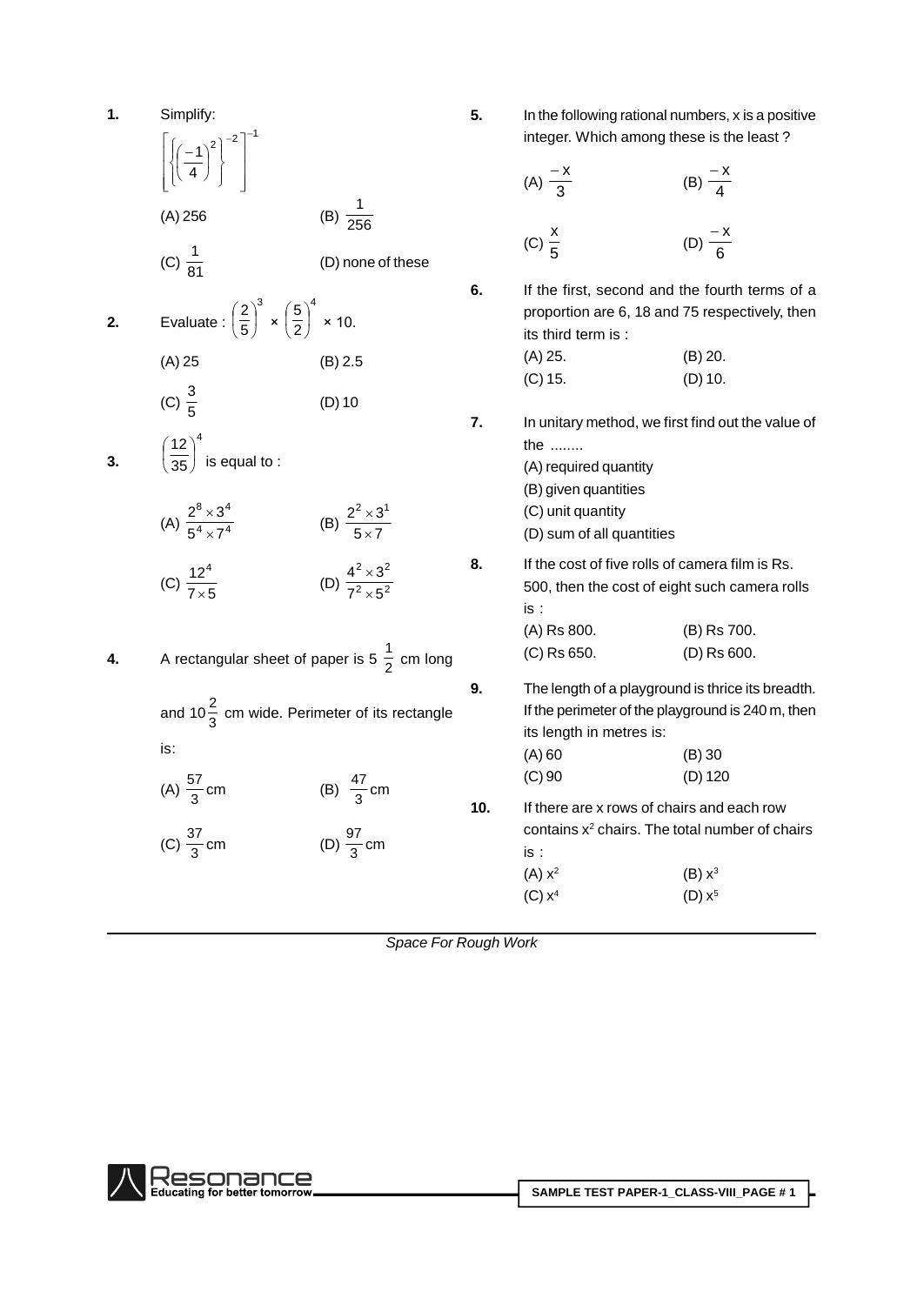**1.** Simplify:

$$\left[\left\{\left(\frac{-1}{4}\right)^2\right\}^{-2}\right]^{-1}$$

(A) 256 (B) $\frac{1}{256}$

(C) $\frac{1}{81}$ (D) none of these

**2.** Evaluate : $\left(\frac{2}{5}\right)^3 \times \left(\frac{5}{2}\right)^4 \times 10.$

(A) 25 (B) 2.5

(C) $\frac{3}{5}$ (D) 10

**3.** $\left(\frac{12}{35}\right)^4$ is equal to :

(A) $\frac{2^8 \times 3^4}{5^4 \times 7^4}$ (B) $\frac{2^2 \times 3^1}{5 \times 7}$

(C) $\frac{12^4}{7 \times 5}$ (D) $\frac{4^2 \times 3^2}{7^2 \times 5^2}$

**4.** A rectangular sheet of paper is $5\frac{1}{2}$ cm long and $10\frac{2}{3}$ cm wide. Perimeter of its rectangle is:

(A) $\frac{57}{3}$ cm (B) $\frac{47}{3}$ cm

(C) $\frac{37}{3}$ cm (D) $\frac{97}{3}$ cm

**5.** In the following rational numbers, x is a positive integer. Which among these is the least ?

(A) $\frac{-x}{3}$ (B) $\frac{-x}{4}$

(C) $\frac{x}{5}$ (D) $\frac{-x}{6}$

**6.** If the first, second and the fourth terms of a proportion are 6, 18 and 75 respectively, then its third term is :

(A) 25. (B) 20.

(C) 15. (D) 10.

**7.** In unitary method, we first find out the value of the ........

(A) required quantity

(B) given quantities

(C) unit quantity

(D) sum of all quantities

**8.** If the cost of five rolls of camera film is Rs. 500, then the cost of eight such camera rolls is :

(A) Rs 800. (B) Rs 700.

(C) Rs 650. (D) Rs 600.

**9.** The length of a playground is thrice its breadth. If the perimeter of the playground is 240 m, then its length in metres is:

(A) 60 (B) 30

(C) 90 (D) 120

**10.** If there are x rows of chairs and each row contains $x^2$ chairs. The total number of chairs is :

(A) $x^2$ (B) $x^3$

(C) $x^4$ (D) $x^5$

*Space For Rough Work*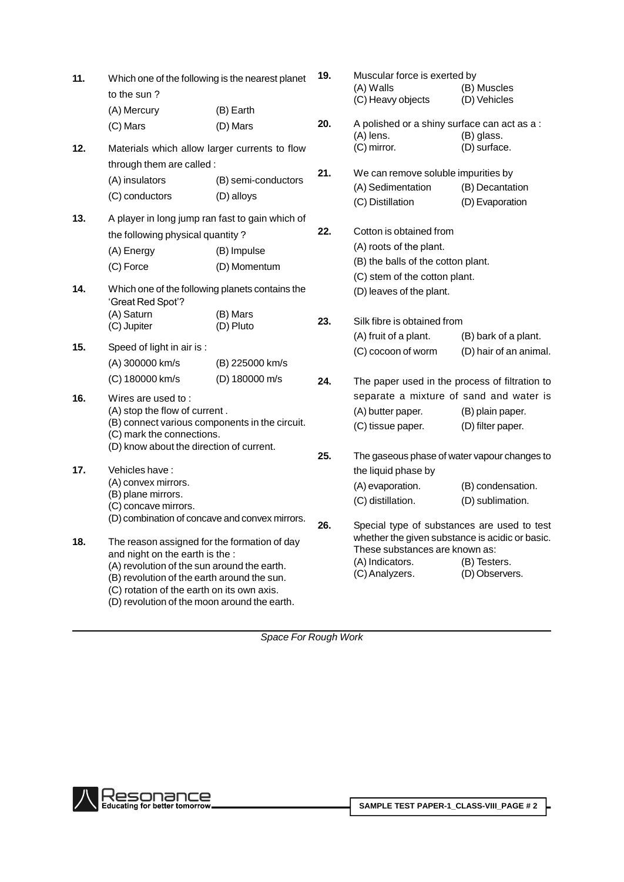**11.** Which one of the following is the nearest planet to the sun ?

(A) Mercury (B) Earth
(C) Mars (D) Mars

**12.** Materials which allow larger currents to flow through them are called :

(A) insulators (B) semi-conductors
(C) conductors (D) alloys

**13.** A player in long jump ran fast to gain which of the following physical quantity ?

(A) Energy (B) Impulse
(C) Force (D) Momentum

**14.** Which one of the following planets contains the 'Great Red Spot'?

(A) Saturn (B) Mars
(C) Jupiter (D) Pluto

**15.** Speed of light in air is :

(A) 300000 km/s (B) 225000 km/s
(C) 180000 km/s (D) 180000 m/s

**16.** Wires are used to :

(A) stop the flow of current .
(B) connect various components in the circuit.
(C) mark the connections.
(D) know about the direction of current.

**17.** Vehicles have :

(A) convex mirrors.
(B) plane mirrors.
(C) concave mirrors.
(D) combination of concave and convex mirrors.

**18.** The reason assigned for the formation of day and night on the earth is the :

(A) revolution of the sun around the earth.
(B) revolution of the earth around the sun.
(C) rotation of the earth on its own axis.
(D) revolution of the moon around the earth.

**19.** Muscular force is exerted by

(A) Walls (B) Muscles
(C) Heavy objects (D) Vehicles

**20.** A polished or a shiny surface can act as a :

(A) lens. (B) glass.
(C) mirror. (D) surface.

**21.** We can remove soluble impurities by

(A) Sedimentation (B) Decantation
(C) Distillation (D) Evaporation

**22.** Cotton is obtained from

(A) roots of the plant.
(B) the balls of the cotton plant.
(C) stem of the cotton plant.
(D) leaves of the plant.

**23.** Silk fibre is obtained from

(A) fruit of a plant. (B) bark of a plant.
(C) cocoon of worm (D) hair of an animal.

**24.** The paper used in the process of filtration to separate a mixture of sand and water is

(A) butter paper. (B) plain paper.
(C) tissue paper. (D) filter paper.

**25.** The gaseous phase of water vapour changes to the liquid phase by

(A) evaporation. (B) condensation.
(C) distillation. (D) sublimation.

**26.** Special type of substances are used to test whether the given substance is acidic or basic. These substances are known as:

(A) Indicators. (B) Testers.
(C) Analyzers. (D) Observers.

*Space For Rough Work*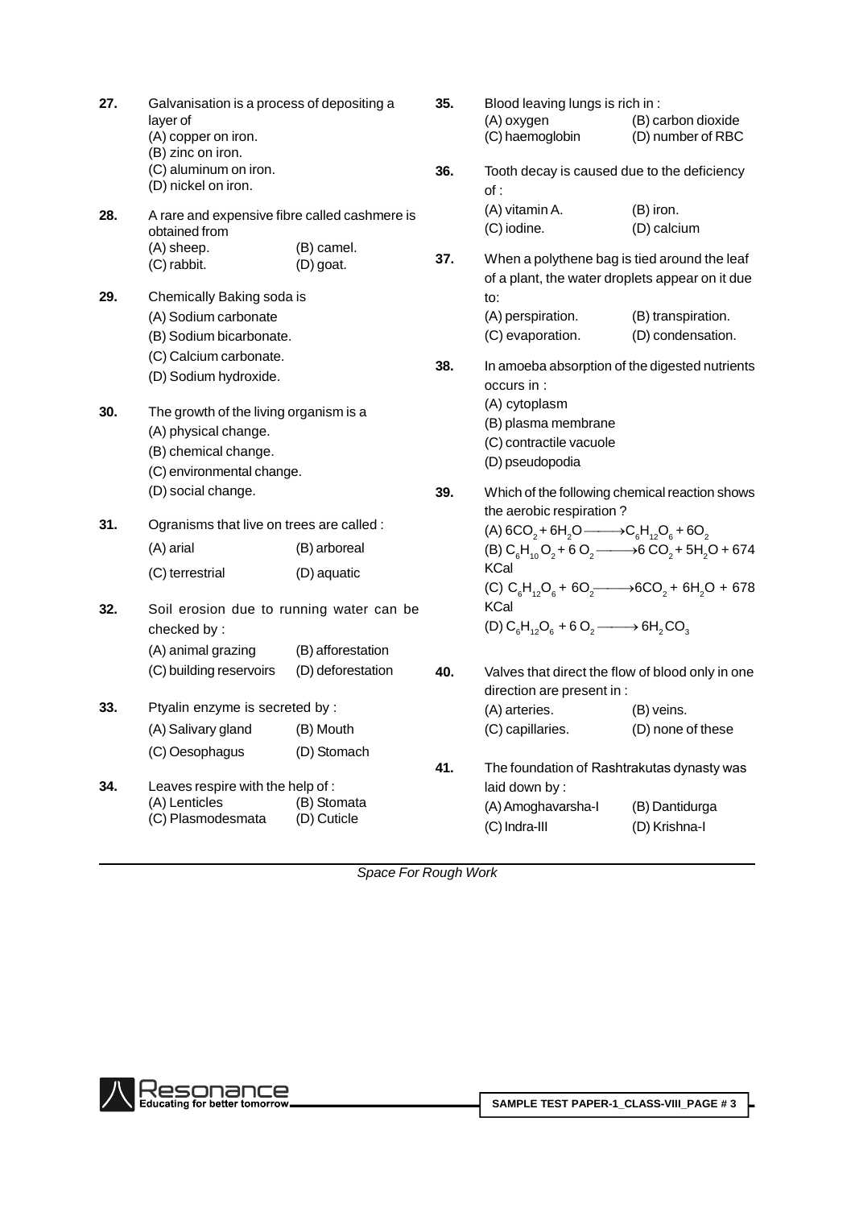**27.** Galvanisation is a process of depositing a layer of
(A) copper on iron.
(B) zinc on iron.
(C) aluminum on iron.
(D) nickel on iron.

**28.** A rare and expensive fibre called cashmere is obtained from
(A) sheep. (B) camel.
(C) rabbit. (D) goat.

**29.** Chemically Baking soda is
(A) Sodium carbonate
(B) Sodium bicarbonate.
(C) Calcium carbonate.
(D) Sodium hydroxide.

**30.** The growth of the living organism is a
(A) physical change.
(B) chemical change.
(C) environmental change.
(D) social change.

**31.** Ogranisms that live on trees are called :
(A) arial (B) arboreal
(C) terrestrial (D) aquatic

**32.** Soil erosion due to running water can be checked by :
(A) animal grazing (B) afforestation
(C) building reservoirs (D) deforestation

**33.** Ptyalin enzyme is secreted by :
(A) Salivary gland (B) Mouth
(C) Oesophagus (D) Stomach

**34.** Leaves respire with the help of :
(A) Lenticles (B) Stomata
(C) Plasmodesmata (D) Cuticle

**35.** Blood leaving lungs is rich in :
(A) oxygen (B) carbon dioxide
(C) haemoglobin (D) number of RBC

**36.** Tooth decay is caused due to the deficiency of :
(A) vitamin A. (B) iron.
(C) iodine. (D) calcium

**37.** When a polythene bag is tied around the leaf of a plant, the water droplets appear on it due to:
(A) perspiration. (B) transpiration.
(C) evaporation. (D) condensation.

**38.** In amoeba absorption of the digested nutrients occurs in :
(A) cytoplasm
(B) plasma membrane
(C) contractile vacuole
(D) pseudopodia

**39.** Which of the following chemical reaction shows the aerobic respiration ?
(A) $6CO_2 + 6H_2O \longrightarrow C_6H_{12}O_6 + 6O_2$
(B) $C_6H_{10}O_2 + 6O_2 \longrightarrow 6CO_2 + 5H_2O + 674$ KCal
(C) $C_6H_{12}O_6 + 6O_2 \longrightarrow 6CO_2 + 6H_2O + 678$ KCal
(D) $C_6H_{12}O_6 + 6O_2 \longrightarrow 6H_2CO_3$

**40.** Valves that direct the flow of blood only in one direction are present in :
(A) arteries. (B) veins.
(C) capillaries. (D) none of these

**41.** The foundation of Rashtrakutas dynasty was laid down by :
(A) Amoghavarsha-I (B) Dantidurga
(C) Indra-III (D) Krishna-I

*Space For Rough Work*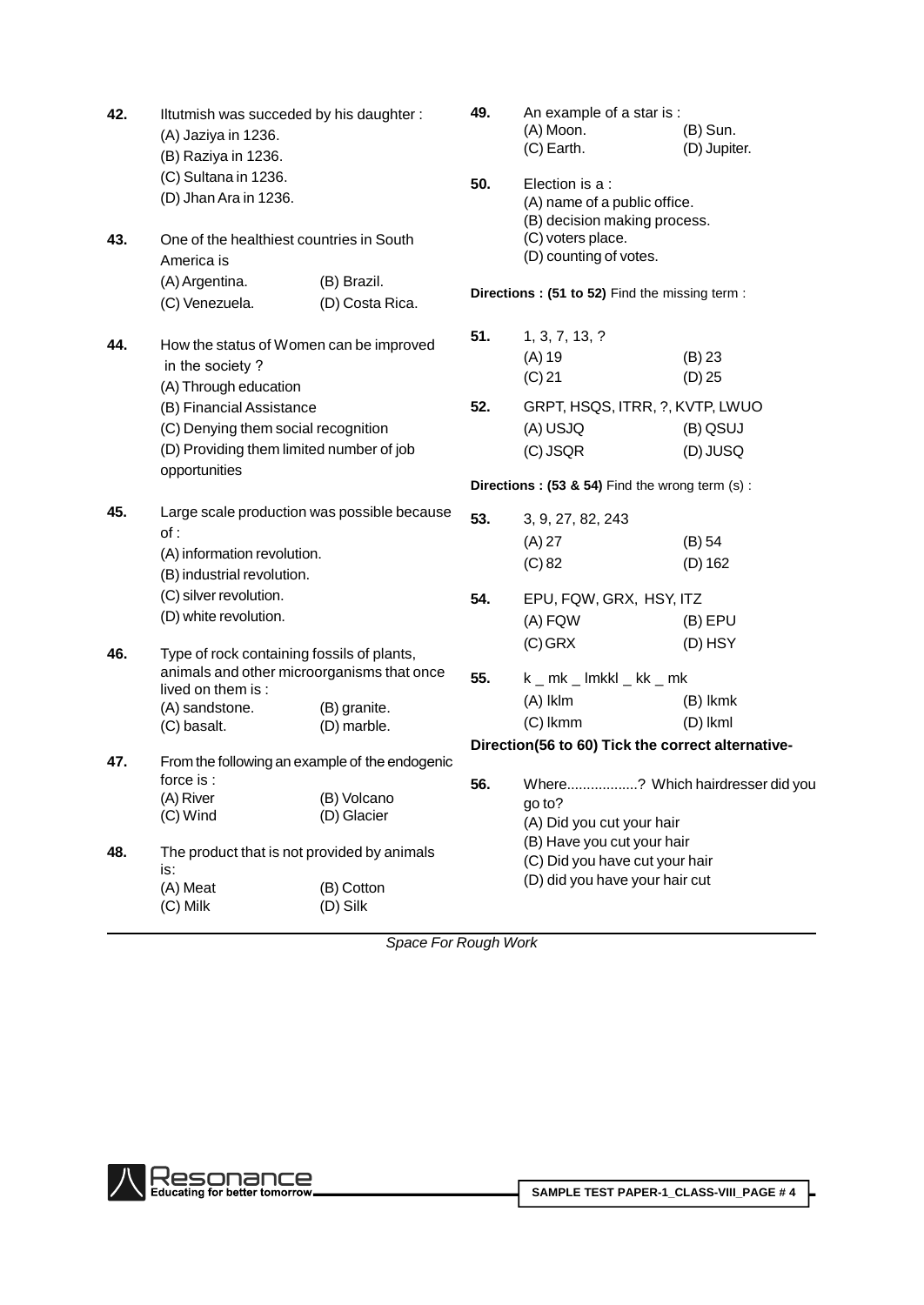**42.** Iltutmish was succeded by his daughter :
(A) Jaziya in 1236.
(B) Raziya in 1236.
(C) Sultana in 1236.
(D) Jhan Ara in 1236.

**43.** One of the healthiest countries in South America is
(A) Argentina. (B) Brazil.
(C) Venezuela. (D) Costa Rica.

**44.** How the status of Women can be improved in the society ?
(A) Through education
(B) Financial Assistance
(C) Denying them social recognition
(D) Providing them limited number of job opportunities

**45.** Large scale production was possible because of :
(A) information revolution.
(B) industrial revolution.
(C) silver revolution.
(D) white revolution.

**46.** Type of rock containing fossils of plants, animals and other microorganisms that once lived on them is :
(A) sandstone. (B) granite.
(C) basalt. (D) marble.

**47.** From the following an example of the endogenic force is :
(A) River (B) Volcano
(C) Wind (D) Glacier

**48.** The product that is not provided by animals is:
(A) Meat (B) Cotton
(C) Milk (D) Silk

**49.** An example of a star is :
(A) Moon. (B) Sun.
(C) Earth. (D) Jupiter.

**50.** Election is a :
(A) name of a public office.
(B) decision making process.
(C) voters place.
(D) counting of votes.

**Directions : (51 to 52)** Find the missing term :

**51.** 1, 3, 7, 13, ?
(A) 19 (B) 23
(C) 21 (D) 25

**52.** GRPT, HSQS, ITRR, ?, KVTP, LWUO
(A) USJQ (B) QSUJ
(C) JSQR (D) JUSQ

**Directions : (53 & 54)** Find the wrong term (s) :

**53.** 3, 9, 27, 82, 243
(A) 27 (B) 54
(C) 82 (D) 162

**54.** EPU, FQW, GRX, HSY, ITZ
(A) FQW (B) EPU
(C) GRX (D) HSY

**55.** k _ mk _ lmkkl _ kk _ mk
(A) lklm (B) lkmk
(C) lkmm (D) lkml

**Direction(56 to 60) Tick the correct alternative-**

**56.** Where..................? Which hairdresser did you go to?
(A) Did you cut your hair
(B) Have you cut your hair
(C) Did you have cut your hair
(D) did you have your hair cut

*Space For Rough Work*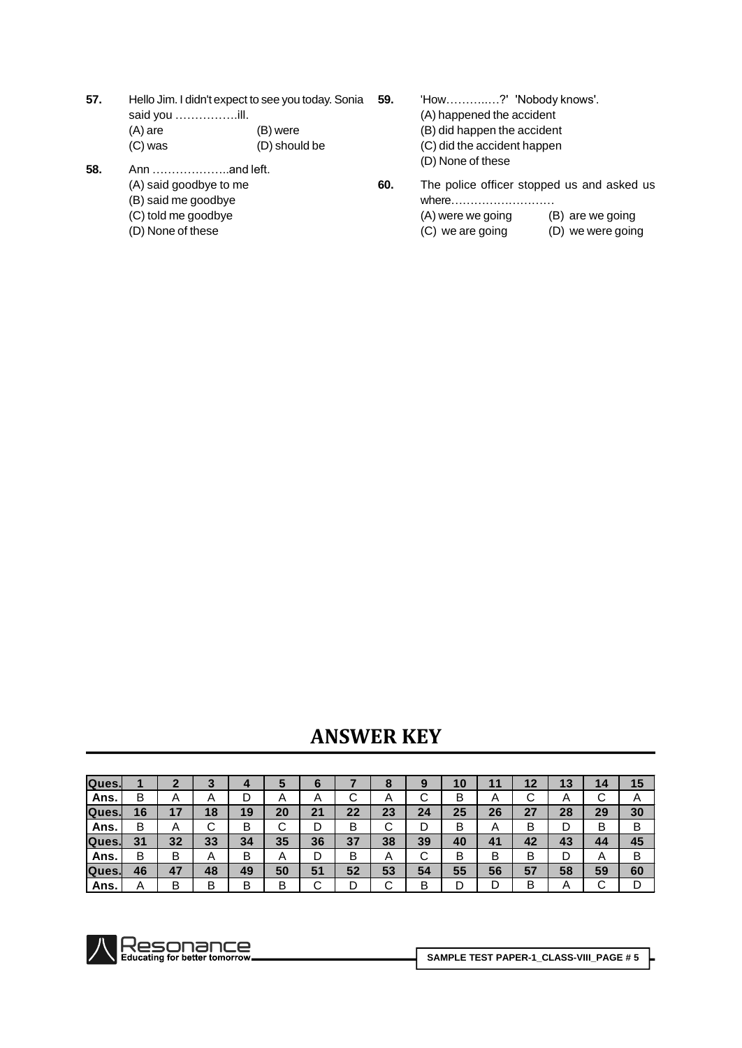**57.** Hello Jim. I didn't expect to see you today. Sonia said you …………….ill.

(A) are (B) were
(C) was (D) should be

**58.** Ann ………………..and left.

(A) said goodbye to me
(B) said me goodbye
(C) told me goodbye
(D) None of these

**59.** 'How………..…?' 'Nobody knows'.

(A) happened the accident
(B) did happen the accident
(C) did the accident happen
(D) None of these

**60.** The police officer stopped us and asked us where………………………

(A) were we going (B) are we going
(C) we are going (D) we were going

## ANSWER KEY

| Ques. | 1 | 2 | 3 | 4 | 5 | 6 | 7 | 8 | 9 | 10 | 11 | 12 | 13 | 14 | 15 |
|---|---|---|---|---|---|---|---|---|---|---|---|---|---|---|---|
| Ans. | B | A | A | D | A | A | C | A | C | B | A | C | A | C | A |
| Ques. | 16 | 17 | 18 | 19 | 20 | 21 | 22 | 23 | 24 | 25 | 26 | 27 | 28 | 29 | 30 |
| Ans. | B | A | C | B | C | D | B | C | D | B | A | B | D | B | B |
| Ques. | 31 | 32 | 33 | 34 | 35 | 36 | 37 | 38 | 39 | 40 | 41 | 42 | 43 | 44 | 45 |
| Ans. | B | B | A | B | A | D | B | A | C | B | B | B | D | A | B |
| Ques. | 46 | 47 | 48 | 49 | 50 | 51 | 52 | 53 | 54 | 55 | 56 | 57 | 58 | 59 | 60 |
| Ans. | A | B | B | B | B | C | D | C | B | D | D | B | A | C | D |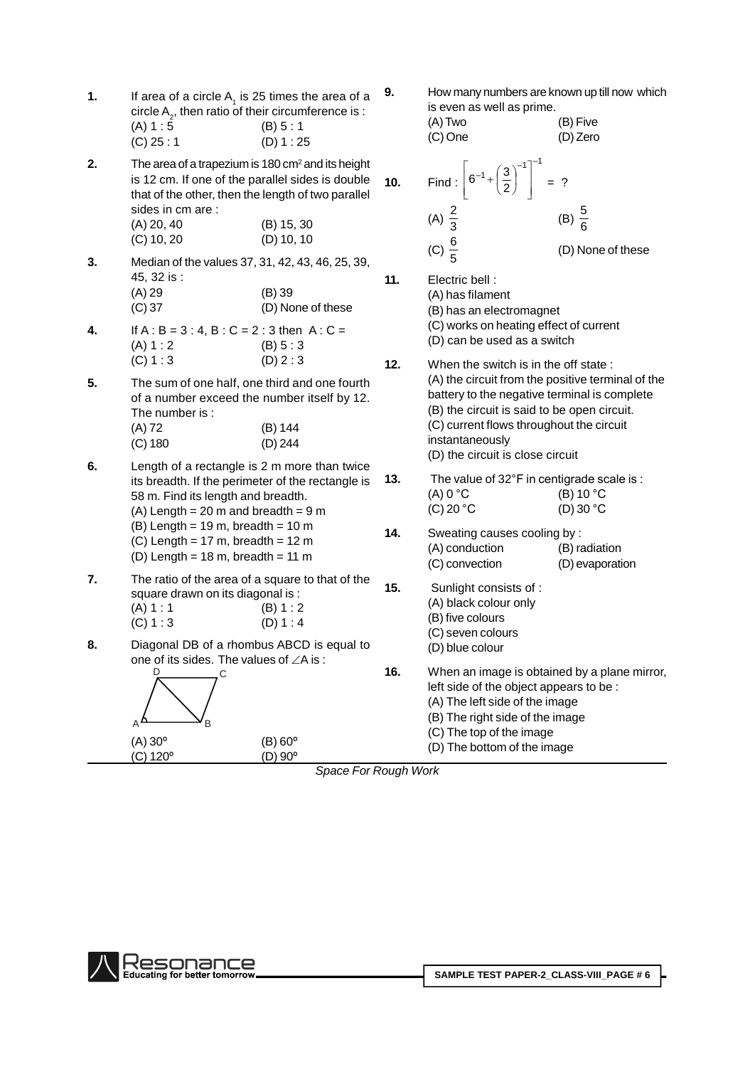**1.** If area of a circle $A_1$ is 25 times the area of a circle $A_2$, then ratio of their circumference is :

(A) 1 : 5 (B) 5 : 1
(C) 25 : 1 (D) 1 : 25

**2.** The area of a trapezium is 180 cm$^2$ and its height is 12 cm. If one of the parallel sides is double that of the other, then the length of two parallel sides in cm are :

(A) 20, 40 (B) 15, 30
(C) 10, 20 (D) 10, 10

**3.** Median of the values 37, 31, 42, 43, 46, 25, 39, 45, 32 is :

(A) 29 (B) 39
(C) 37 (D) None of these

**4.** If A : B = 3 : 4, B : C = 2 : 3 then A : C =

(A) 1 : 2 (B) 5 : 3
(C) 1 : 3 (D) 2 : 3

**5.** The sum of one half, one third and one fourth of a number exceed the number itself by 12. The number is :

(A) 72 (B) 144
(C) 180 (D) 244

**6.** Length of a rectangle is 2 m more than twice its breadth. If the perimeter of the rectangle is 58 m. Find its length and breadth.

(A) Length = 20 m and breadth = 9 m
(B) Length = 19 m, breadth = 10 m
(C) Length = 17 m, breadth = 12 m
(D) Length = 18 m, breadth = 11 m

**7.** The ratio of the area of a square to that of the square drawn on its diagonal is :

(A) 1 : 1 (B) 1 : 2
(C) 1 : 3 (D) 1 : 4

**8.** Diagonal DB of a rhombus ABCD is equal to one of its sides. The values of $\angle A$ is :

(A) 30º (B) 60º
(C) 120º (D) 90º

**9.** How many numbers are known up till now which is even as well as prime.

(A) Two (B) Five
(C) One (D) Zero

**10.** Find : $\left[6^{-1}+\left(\frac{3}{2}\right)^{-1}\right]^{-1}$ = ?

(A) $\frac{2}{3}$ (B) $\frac{5}{6}$
(C) $\frac{6}{5}$ (D) None of these

**11.** Electric bell :

(A) has filament
(B) has an electromagnet
(C) works on heating effect of current
(D) can be used as a switch

**12.** When the switch is in the off state :

(A) the circuit from the positive terminal of the battery to the negative terminal is complete
(B) the circuit is said to be open circuit.
(C) current flows throughout the circuit instantaneously
(D) the circuit is close circuit

**13.** The value of 32°F in centigrade scale is :

(A) 0 °C (B) 10 °C
(C) 20 °C (D) 30 °C

**14.** Sweating causes cooling by :

(A) conduction (B) radiation
(C) convection (D) evaporation

**15.** Sunlight consists of :

(A) black colour only
(B) five colours
(C) seven colours
(D) blue colour

**16.** When an image is obtained by a plane mirror, left side of the object appears to be :

(A) The left side of the image
(B) The right side of the image
(C) The top of the image
(D) The bottom of the image

*Space For Rough Work*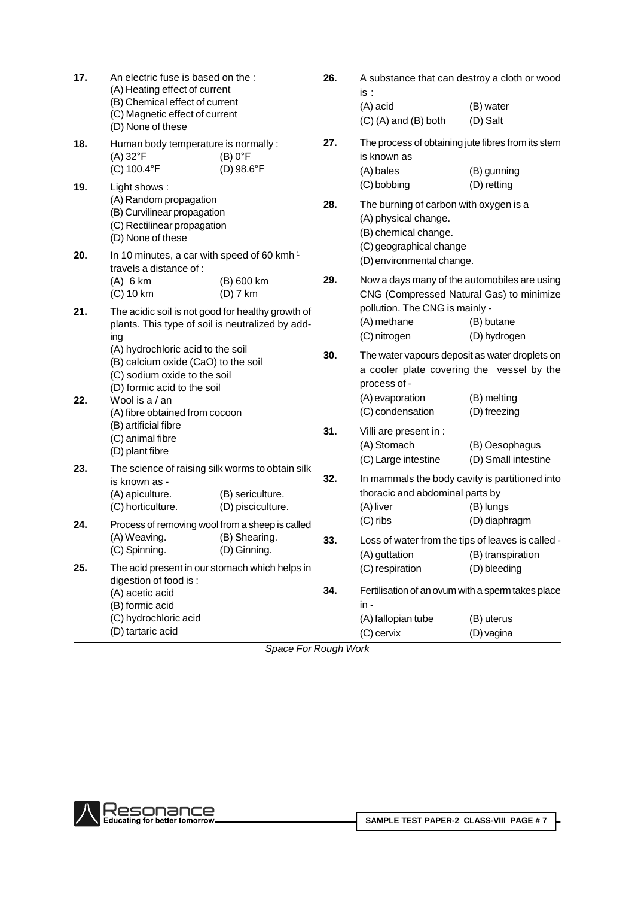**17.** An electric fuse is based on the :
(A) Heating effect of current
(B) Chemical effect of current
(C) Magnetic effect of current
(D) None of these

**18.** Human body temperature is normally :
(A) 32°F (B) 0°F
(C) 100.4°F (D) 98.6°F

**19.** Light shows :
(A) Random propagation
(B) Curvilinear propagation
(C) Rectilinear propagation
(D) None of these

**20.** In 10 minutes, a car with speed of 60 $kmh^{-1}$ travels a distance of :
(A) 6 km (B) 600 km
(C) 10 km (D) 7 km

**21.** The acidic soil is not good for healthy growth of plants. This type of soil is neutralized by adding
(A) hydrochloric acid to the soil
(B) calcium oxide (CaO) to the soil
(C) sodium oxide to the soil
(D) formic acid to the soil

**22.** Wool is a / an
(A) fibre obtained from cocoon
(B) artificial fibre
(C) animal fibre
(D) plant fibre

**23.** The science of raising silk worms to obtain silk is known as -
(A) apiculture. (B) sericulture.
(C) horticulture. (D) pisciculture.

**24.** Process of removing wool from a sheep is called
(A) Weaving. (B) Shearing.
(C) Spinning. (D) Ginning.

**25.** The acid present in our stomach which helps in digestion of food is :
(A) acetic acid
(B) formic acid
(C) hydrochloric acid
(D) tartaric acid

**26.** A substance that can destroy a cloth or wood is :
(A) acid (B) water
(C) (A) and (B) both (D) Salt

**27.** The process of obtaining jute fibres from its stem is known as
(A) bales (B) gunning
(C) bobbing (D) retting

**28.** The burning of carbon with oxygen is a
(A) physical change.
(B) chemical change.
(C) geographical change
(D) environmental change.

**29.** Now a days many of the automobiles are using CNG (Compressed Natural Gas) to minimize pollution. The CNG is mainly -
(A) methane (B) butane
(C) nitrogen (D) hydrogen

**30.** The water vapours deposit as water droplets on a cooler plate covering the vessel by the process of -
(A) evaporation (B) melting
(C) condensation (D) freezing

**31.** Villi are present in :
(A) Stomach (B) Oesophagus
(C) Large intestine (D) Small intestine

**32.** In mammals the body cavity is partitioned into thoracic and abdominal parts by
(A) liver (B) lungs
(C) ribs (D) diaphragm

**33.** Loss of water from the tips of leaves is called -
(A) guttation (B) transpiration
(C) respiration (D) bleeding

**34.** Fertilisation of an ovum with a sperm takes place in -
(A) fallopian tube (B) uterus
(C) cervix (D) vagina

*Space For Rough Work*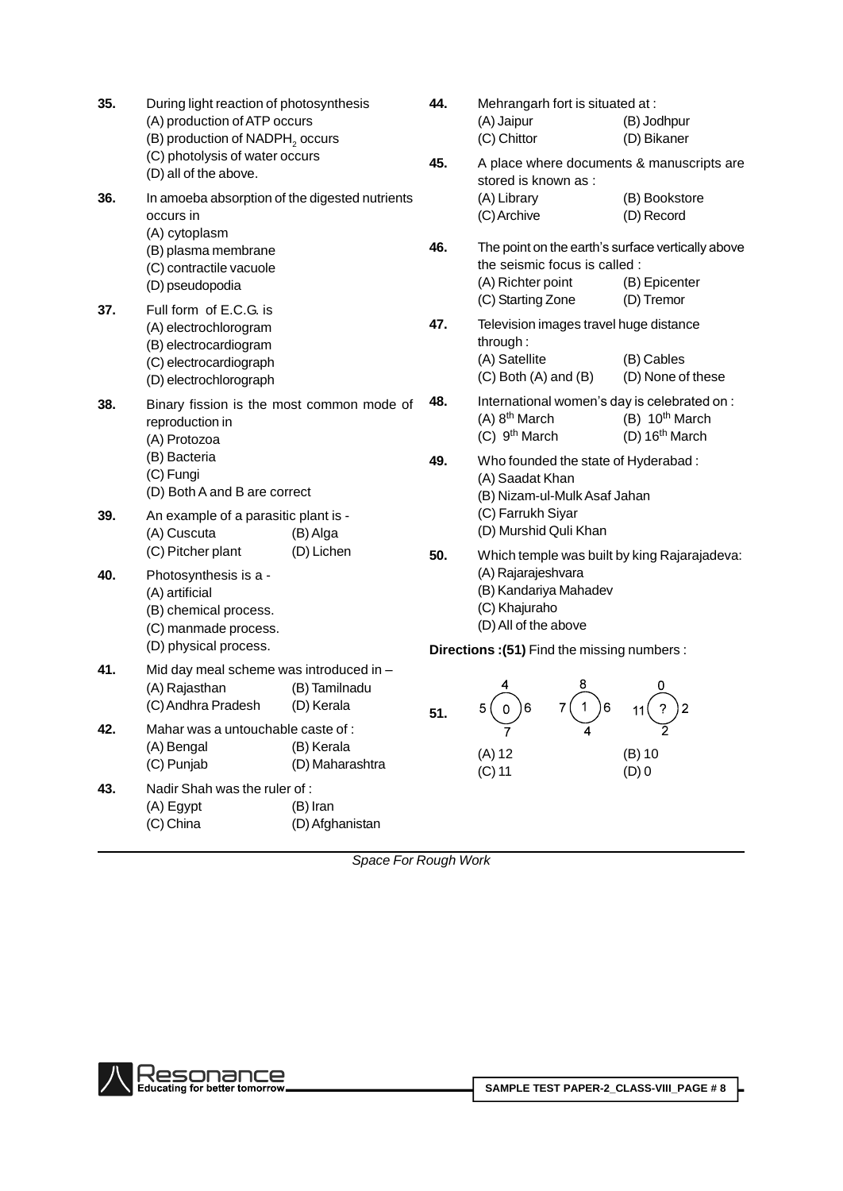**35.** During light reaction of photosynthesis
(A) production of ATP occurs
(B) production of $NADPH_2$ occurs
(C) photolysis of water occurs
(D) all of the above.

**36.** In amoeba absorption of the digested nutrients occurs in
(A) cytoplasm
(B) plasma membrane
(C) contractile vacuole
(D) pseudopodia

**37.** Full form of E.C.G. is
(A) electrochlorogram
(B) electrocardiogram
(C) electrocardiograph
(D) electrochlorograph

**38.** Binary fission is the most common mode of reproduction in
(A) Protozoa
(B) Bacteria
(C) Fungi
(D) Both A and B are correct

**39.** An example of a parasitic plant is -
(A) Cuscuta (B) Alga
(C) Pitcher plant (D) Lichen

**40.** Photosynthesis is a -
(A) artificial
(B) chemical process.
(C) manmade process.
(D) physical process.

**41.** Mid day meal scheme was introduced in –
(A) Rajasthan (B) Tamilnadu
(C) Andhra Pradesh (D) Kerala

**42.** Mahar was a untouchable caste of :
(A) Bengal (B) Kerala
(C) Punjab (D) Maharashtra

**43.** Nadir Shah was the ruler of :
(A) Egypt (B) Iran
(C) China (D) Afghanistan

**44.** Mehrangarh fort is situated at :
(A) Jaipur (B) Jodhpur
(C) Chittor (D) Bikaner

**45.** A place where documents & manuscripts are stored is known as :
(A) Library (B) Bookstore
(C) Archive (D) Record

**46.** The point on the earth's surface vertically above the seismic focus is called :
(A) Richter point (B) Epicenter
(C) Starting Zone (D) Tremor

**47.** Television images travel huge distance through :
(A) Satellite (B) Cables
(C) Both (A) and (B) (D) None of these

**48.** International women's day is celebrated on :
(A) 8th March (B) 10th March
(C) 9th March (D) 16th March

**49.** Who founded the state of Hyderabad :
(A) Saadat Khan
(B) Nizam-ul-Mulk Asaf Jahan
(C) Farrukh Siyar
(D) Murshid Quli Khan

**50.** Which temple was built by king Rajarajadeva:
(A) Rajarajeshvara
(B) Kandariya Mahadev
(C) Khajuraho
(D) All of the above

**Directions :(51)** Find the missing numbers :

**51.**

| Figure | Top | Left | Centre | Right | Bottom |
|---|---|---|---|---|---|
| 1 | 4 | 5 | 0 | 6 | 7 |
| 2 | 8 | 7 | 1 | 6 | 4 |
| 3 | 0 | 11 | ? | 2 | 2 |

(A) 12 (B) 10
(C) 11 (D) 0

*Space For Rough Work*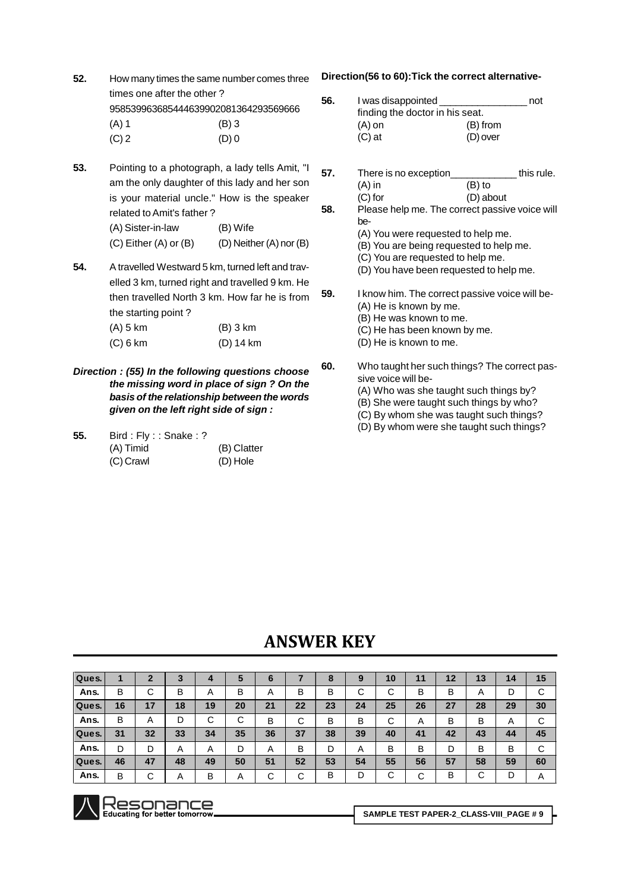**52.** How many times the same number comes three times one after the other ?

9585399636854446399020813642935696666

(A) 1 (B) 3

(C) 2 (D) 0

**53.** Pointing to a photograph, a lady tells Amit, "I am the only daughter of this lady and her son is your material uncle." How is the speaker related to Amit's father ?

(A) Sister-in-law (B) Wife

(C) Either (A) or (B) (D) Neither (A) nor (B)

**54.** A travelled Westward 5 km, turned left and travelled 3 km, turned right and travelled 9 km. He then travelled North 3 km. How far he is from the starting point ?

(A) 5 km (B) 3 km

(C) 6 km (D) 14 km

***Direction : (55) In the following questions choose the missing word in place of sign ? On the basis of the relationship between the words given on the left right side of sign :***

**55.** Bird : Fly : : Snake : ?

(A) Timid (B) Clatter

(C) Crawl (D) Hole

**Direction(56 to 60):Tick the correct alternative-**

**56.** I was disappointed ________________ not finding the doctor in his seat.

(A) on (B) from

(C) at (D) over

**57.** There is no exception____________ this rule.

(A) in (B) to

(C) for (D) about

**58.** Please help me. The correct passive voice will be-

(A) You were requested to help me.

(B) You are being requested to help me.

(C) You are requested to help me.

(D) You have been requested to help me.

**59.** I know him. The correct passive voice will be-

(A) He is known by me.

(B) He was known to me.

(C) He has been known by me.

(D) He is known to me.

**60.** Who taught her such things? The correct passive voice will be-

(A) Who was she taught such things by?

(B) She were taught such things by who?

(C) By whom she was taught such things?

(D) By whom were she taught such things?

# ANSWER KEY

| Ques. | 1 | 2 | 3 | 4 | 5 | 6 | 7 | 8 | 9 | 10 | 11 | 12 | 13 | 14 | 15 |
|---|---|---|---|---|---|---|---|---|---|---|---|---|---|---|---|
| Ans. | B | C | B | A | B | A | B | B | C | C | B | B | A | D | C |
| Ques. | 16 | 17 | 18 | 19 | 20 | 21 | 22 | 23 | 24 | 25 | 26 | 27 | 28 | 29 | 30 |
| Ans. | B | A | D | C | C | B | C | B | B | C | A | B | B | A | C |
| Ques. | 31 | 32 | 33 | 34 | 35 | 36 | 37 | 38 | 39 | 40 | 41 | 42 | 43 | 44 | 45 |
| Ans. | D | D | A | A | D | A | B | D | A | B | B | D | B | B | C |
| Ques. | 46 | 47 | 48 | 49 | 50 | 51 | 52 | 53 | 54 | 55 | 56 | 57 | 58 | 59 | 60 |
| Ans. | B | C | A | B | A | C | C | B | D | C | C | B | C | D | A |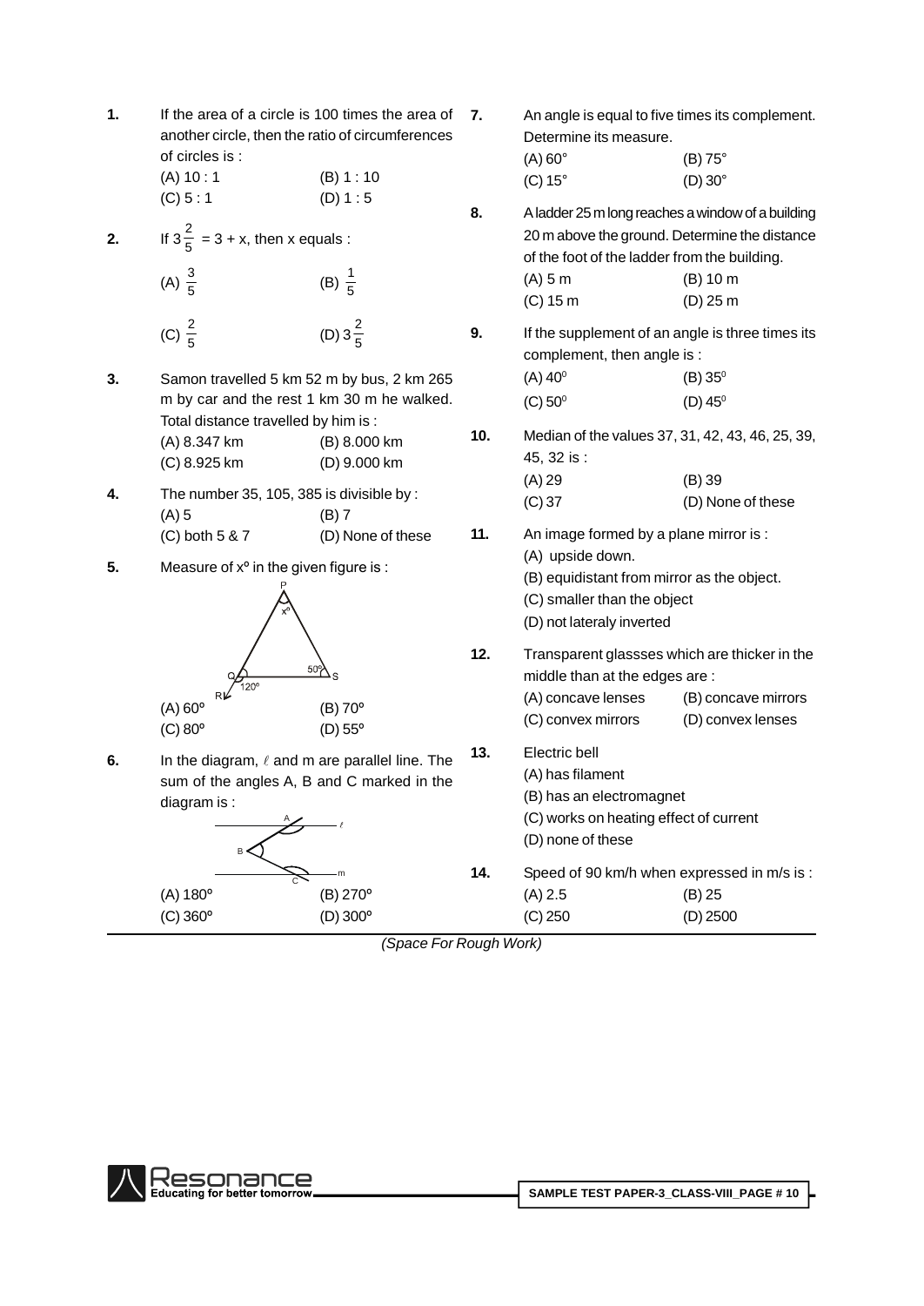**1.** If the area of a circle is 100 times the area of another circle, then the ratio of circumferences of circles is :

(A) 10 : 1 (B) 1 : 10
(C) 5 : 1 (D) 1 : 5

**2.** If $3\frac{2}{5} = 3 + x$, then x equals :

(A) $\frac{3}{5}$ (B) $\frac{1}{5}$
(C) $\frac{2}{5}$ (D) $3\frac{2}{5}$

**3.** Samon travelled 5 km 52 m by bus, 2 km 265 m by car and the rest 1 km 30 m he walked. Total distance travelled by him is :

(A) 8.347 km (B) 8.000 km
(C) 8.925 km (D) 9.000 km

**4.** The number 35, 105, 385 is divisible by :

(A) 5 (B) 7
(C) both 5 & 7 (D) None of these

**5.** Measure of x° in the given figure is :

(A) 60° (B) 70°
(C) 80° (D) 55°

**6.** In the diagram, $\ell$ and m are parallel line. The sum of the angles A, B and C marked in the diagram is :

(A) 180° (B) 270°
(C) 360° (D) 300°

**7.** An angle is equal to five times its complement. Determine its measure.

(A) 60° (B) 75°
(C) 15° (D) 30°

**8.** A ladder 25 m long reaches a window of a building 20 m above the ground. Determine the distance of the foot of the ladder from the building.

(A) 5 m (B) 10 m
(C) 15 m (D) 25 m

**9.** If the supplement of an angle is three times its complement, then angle is :

(A) $40^0$ (B) $35^0$
(C) $50^0$ (D) $45^0$

**10.** Median of the values 37, 31, 42, 43, 46, 25, 39, 45, 32 is :

(A) 29 (B) 39
(C) 37 (D) None of these

**11.** An image formed by a plane mirror is :

(A) upside down.
(B) equidistant from mirror as the object.
(C) smaller than the object
(D) not lateraly inverted

**12.** Transparent glassses which are thicker in the middle than at the edges are :

(A) concave lenses (B) concave mirrors
(C) convex mirrors (D) convex lenses

**13.** Electric bell

(A) has filament
(B) has an electromagnet
(C) works on heating effect of current
(D) none of these

**14.** Speed of 90 km/h when expressed in m/s is :

(A) 2.5 (B) 25
(C) 250 (D) 2500

*(Space For Rough Work)*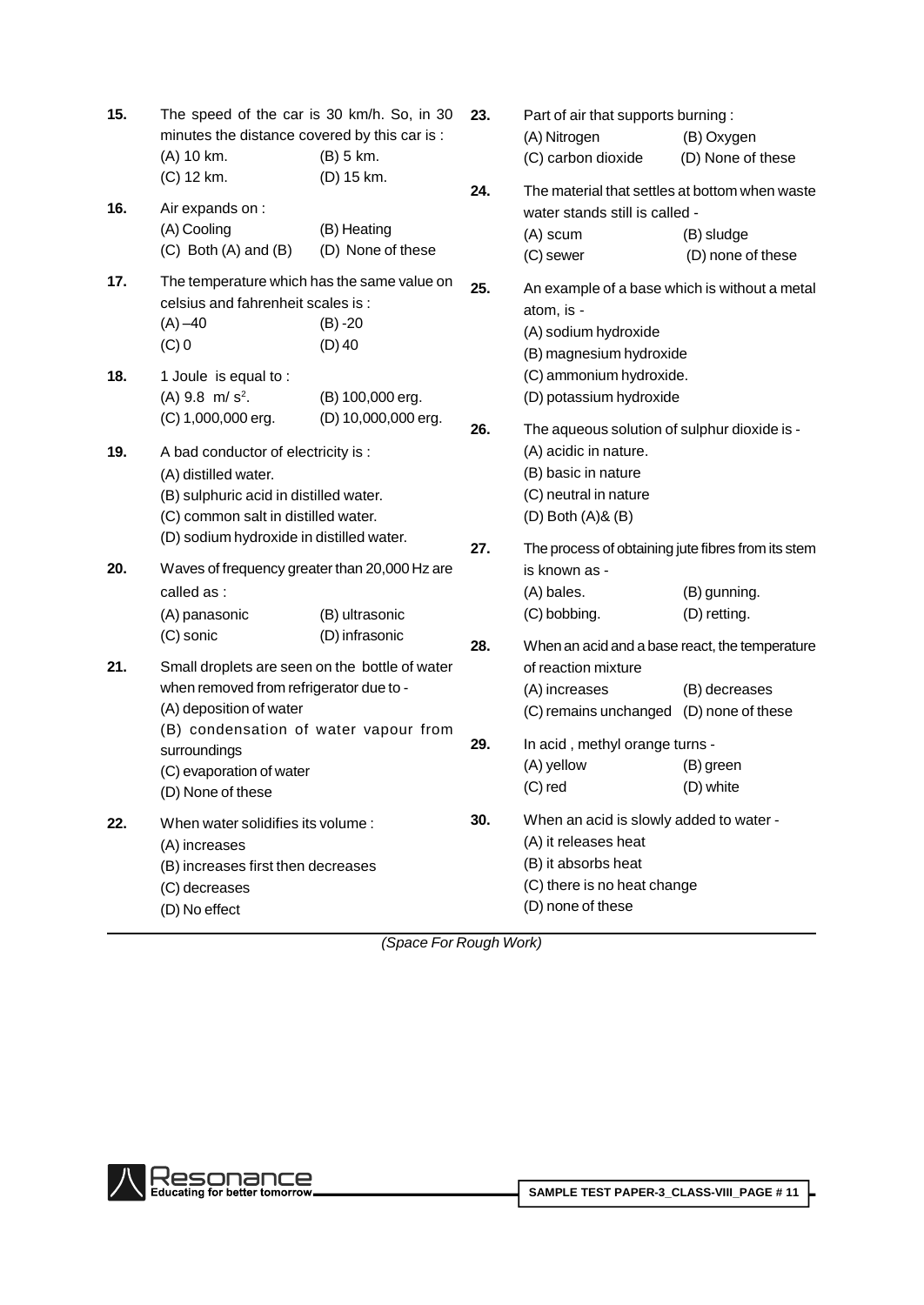**15.** The speed of the car is 30 km/h. So, in 30 minutes the distance covered by this car is :

(A) 10 km. (B) 5 km.
(C) 12 km. (D) 15 km.

**16.** Air expands on :

(A) Cooling (B) Heating
(C) Both (A) and (B) (D) None of these

**17.** The temperature which has the same value on celsius and fahrenheit scales is :

(A) –40 (B) -20
(C) 0 (D) 40

**18.** 1 Joule is equal to :

(A) 9.8 $m/s^2$. (B) 100,000 erg.
(C) 1,000,000 erg. (D) 10,000,000 erg.

**19.** A bad conductor of electricity is :

(A) distilled water.
(B) sulphuric acid in distilled water.
(C) common salt in distilled water.
(D) sodium hydroxide in distilled water.

**20.** Waves of frequency greater than 20,000 Hz are called as :

(A) panasonic (B) ultrasonic
(C) sonic (D) infrasonic

**21.** Small droplets are seen on the bottle of water when removed from refrigerator due to -

(A) deposition of water
(B) condensation of water vapour from surroundings
(C) evaporation of water
(D) None of these

**22.** When water solidifies its volume :

(A) increases
(B) increases first then decreases
(C) decreases
(D) No effect

**23.** Part of air that supports burning :

(A) Nitrogen (B) Oxygen
(C) carbon dioxide (D) None of these

**24.** The material that settles at bottom when waste water stands still is called -

(A) scum (B) sludge
(C) sewer (D) none of these

**25.** An example of a base which is without a metal atom, is -

(A) sodium hydroxide
(B) magnesium hydroxide
(C) ammonium hydroxide.
(D) potassium hydroxide

**26.** The aqueous solution of sulphur dioxide is -

(A) acidic in nature.
(B) basic in nature
(C) neutral in nature
(D) Both (A)& (B)

**27.** The process of obtaining jute fibres from its stem is known as -

(A) bales. (B) gunning.
(C) bobbing. (D) retting.

**28.** When an acid and a base react, the temperature of reaction mixture

(A) increases (B) decreases
(C) remains unchanged (D) none of these

**29.** In acid , methyl orange turns -

(A) yellow (B) green
(C) red (D) white

**30.** When an acid is slowly added to water -

(A) it releases heat
(B) it absorbs heat
(C) there is no heat change
(D) none of these

*(Space For Rough Work)*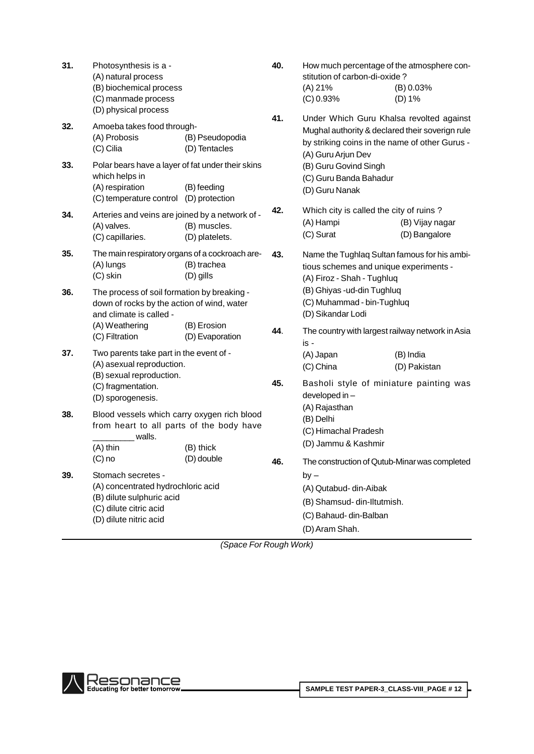**31.** Photosynthesis is a -
(A) natural process
(B) biochemical process
(C) manmade process
(D) physical process

**32.** Amoeba takes food through-
(A) Probosis (B) Pseudopodia
(C) Cilia (D) Tentacles

**33.** Polar bears have a layer of fat under their skins which helps in
(A) respiration (B) feeding
(C) temperature control (D) protection

**34.** Arteries and veins are joined by a network of -
(A) valves. (B) muscles.
(C) capillaries. (D) platelets.

**35.** The main respiratory organs of a cockroach are-
(A) lungs (B) trachea
(C) skin (D) gills

**36.** The process of soil formation by breaking - down of rocks by the action of wind, water and climate is called -
(A) Weathering (B) Erosion
(C) Filtration (D) Evaporation

**37.** Two parents take part in the event of -
(A) asexual reproduction.
(B) sexual reproduction.
(C) fragmentation.
(D) sporogenesis.

**38.** Blood vessels which carry oxygen rich blood from heart to all parts of the body have _________ walls.
(A) thin (B) thick
(C) no (D) double

**39.** Stomach secretes -
(A) concentrated hydrochloric acid
(B) dilute sulphuric acid
(C) dilute citric acid
(D) dilute nitric acid

**40.** How much percentage of the atmosphere constitution of carbon-di-oxide ?
(A) 21% (B) 0.03%
(C) 0.93% (D) 1%

**41.** Under Which Guru Khalsa revolted against Mughal authority & declared their soverign rule by striking coins in the name of other Gurus -
(A) Guru Arjun Dev
(B) Guru Govind Singh
(C) Guru Banda Bahadur
(D) Guru Nanak

**42.** Which city is called the city of ruins ?
(A) Hampi (B) Vijay nagar
(C) Surat (D) Bangalore

**43.** Name the Tughlaq Sultan famous for his ambitious schemes and unique experiments -
(A) Firoz - Shah - Tughluq
(B) Ghiyas -ud-din Tughluq
(C) Muhammad - bin-Tughluq
(D) Sikandar Lodi

**44**. The country with largest railway network in Asia is -
(A) Japan (B) India
(C) China (D) Pakistan

**45.** Basholi style of miniature painting was developed in –
(A) Rajasthan
(B) Delhi
(C) Himachal Pradesh
(D) Jammu & Kashmir

**46.** The construction of Qutub-Minar was completed by –
(A) Qutabud- din-Aibak
(B) Shamsud- din-Iltutmish.
(C) Bahaud- din-Balban
(D) Aram Shah.

*(Space For Rough Work)*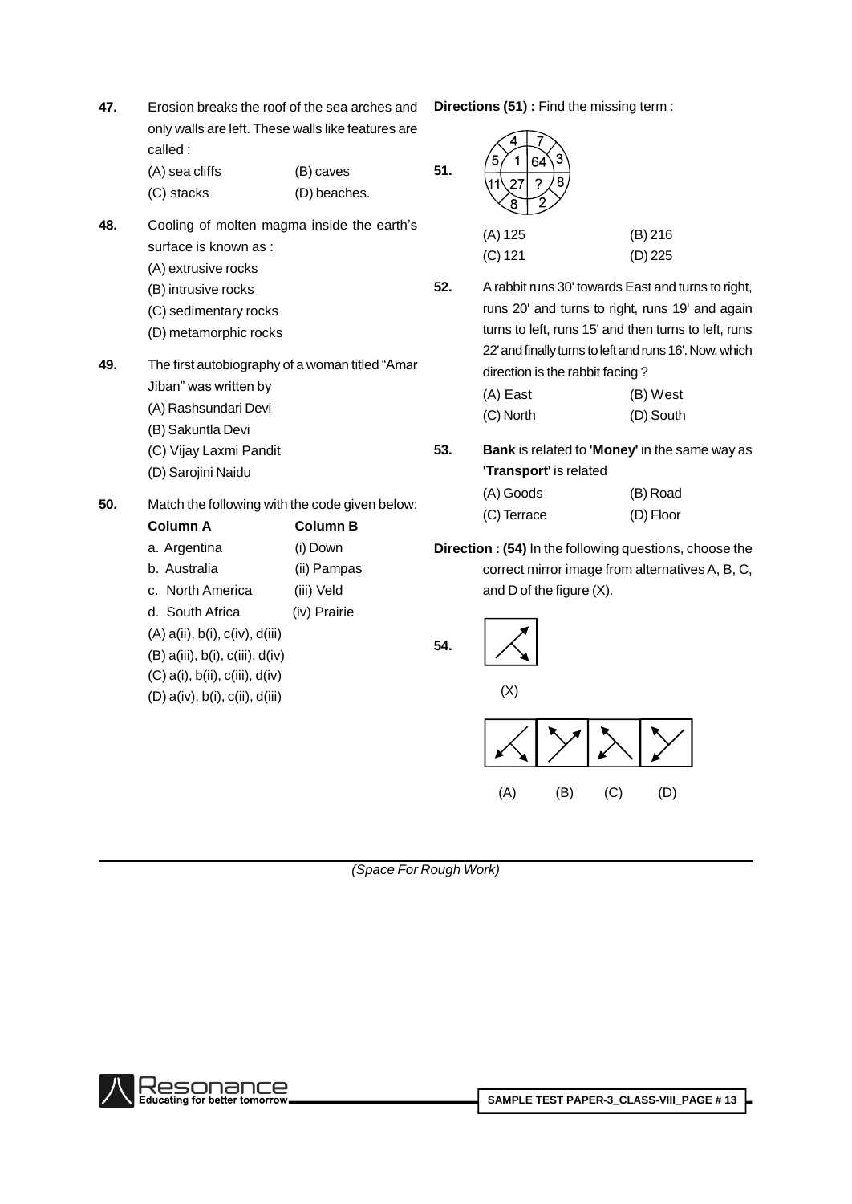**47.** Erosion breaks the roof of the sea arches and only walls are left. These walls like features are called :

(A) sea cliffs (B) caves
(C) stacks (D) beaches.

**48.** Cooling of molten magma inside the earth's surface is known as :

(A) extrusive rocks
(B) intrusive rocks
(C) sedimentary rocks
(D) metamorphic rocks

**49.** The first autobiography of a woman titled "Amar Jiban" was written by

(A) Rashsundari Devi
(B) Sakuntla Devi
(C) Vijay Laxmi Pandit
(D) Sarojini Naidu

**50.** Match the following with the code given below:

| Column A | Column B |
|---|---|
| a. Argentina | (i) Down |
| b. Australia | (ii) Pampas |
| c. North America | (iii) Veld |
| d. South Africa | (iv) Prairie |

(A) a(ii), b(i), c(iv), d(iii)
(B) a(iii), b(i), c(iii), d(iv)
(C) a(i), b(ii), c(iii), d(iv)
(D) a(iv), b(i), c(ii), d(iii)

**Directions (51) :** Find the missing term :

**51.** (Circle figure: outer ring 4, 7, 3, 8, 2, 8, 11, 5; inner 1, 64, ?, 27)

(A) 125 (B) 216
(C) 121 (D) 225

**52.** A rabbit runs 30' towards East and turns to right, runs 20' and turns to right, runs 19' and again turns to left, runs 15' and then turns to left, runs 22' and finally turns to left and runs 16'. Now, which direction is the rabbit facing ?

(A) East (B) West
(C) North (D) South

**53.** **Bank** is related to **'Money'** in the same way as **'Transport'** is related

(A) Goods (B) Road
(C) Terrace (D) Floor

**Direction : (54)** In the following questions, choose the correct mirror image from alternatives A, B, C, and D of the figure (X).

**54.**

(X)

(A) (B) (C) (D)

*(Space For Rough Work)*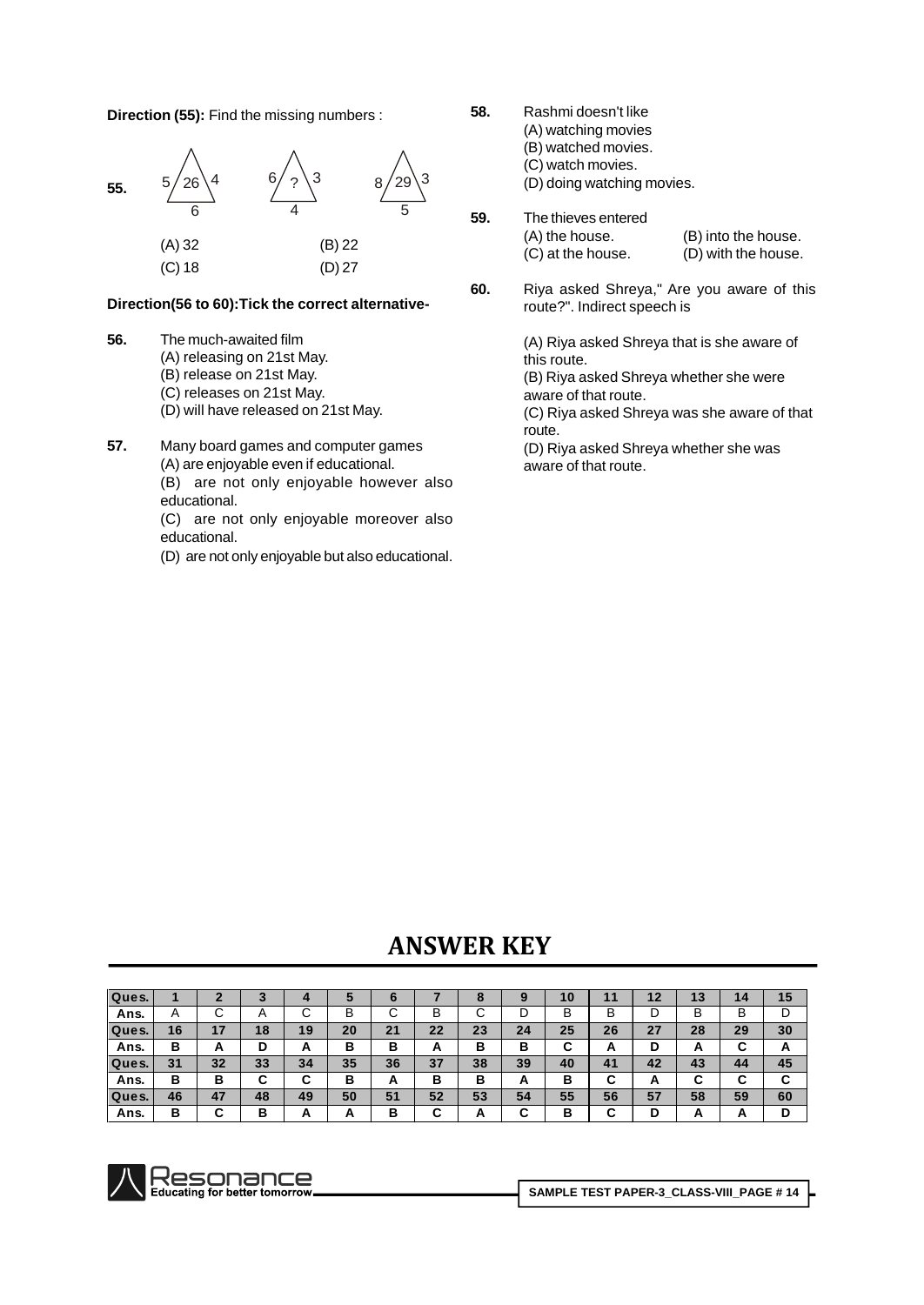**Direction (55):** Find the missing numbers :

**55.** Triangle 1: left 5, right 4, bottom 6, center 26; Triangle 2: left 6, right 3, bottom 4, center ?; Triangle 3: left 8, right 3, bottom 5, center 29

(A) 32 (B) 22
(C) 18 (D) 27

**Direction(56 to 60):Tick the correct alternative-**

**56.** The much-awaited film
(A) releasing on 21st May.
(B) release on 21st May.
(C) releases on 21st May.
(D) will have released on 21st May.

**57.** Many board games and computer games
(A) are enjoyable even if educational.
(B) are not only enjoyable however also educational.
(C) are not only enjoyable moreover also educational.
(D) are not only enjoyable but also educational.

**58.** Rashmi doesn't like
(A) watching movies
(B) watched movies.
(C) watch movies.
(D) doing watching movies.

**59.** The thieves entered
(A) the house. (B) into the house.
(C) at the house. (D) with the house.

**60.** Riya asked Shreya," Are you aware of this route?". Indirect speech is

(A) Riya asked Shreya that is she aware of this route.
(B) Riya asked Shreya whether she were aware of that route.
(C) Riya asked Shreya was she aware of that route.
(D) Riya asked Shreya whether she was aware of that route.

# ANSWER KEY

| Ques. | 1 | 2 | 3 | 4 | 5 | 6 | 7 | 8 | 9 | 10 | 11 | 12 | 13 | 14 | 15 |
|---|---|---|---|---|---|---|---|---|---|---|---|---|---|---|---|
| Ans. | A | C | A | C | B | C | B | C | D | B | B | D | B | B | D |
| Ques. | 16 | 17 | 18 | 19 | 20 | 21 | 22 | 23 | 24 | 25 | 26 | 27 | 28 | 29 | 30 |
| Ans. | B | A | D | A | B | B | A | B | B | C | A | D | A | C | A |
| Ques. | 31 | 32 | 33 | 34 | 35 | 36 | 37 | 38 | 39 | 40 | 41 | 42 | 43 | 44 | 45 |
| Ans. | B | B | C | C | B | A | B | B | A | B | C | A | C | C | C |
| Ques. | 46 | 47 | 48 | 49 | 50 | 51 | 52 | 53 | 54 | 55 | 56 | 57 | 58 | 59 | 60 |
| Ans. | B | C | B | A | A | B | C | A | C | B | C | D | A | A | D |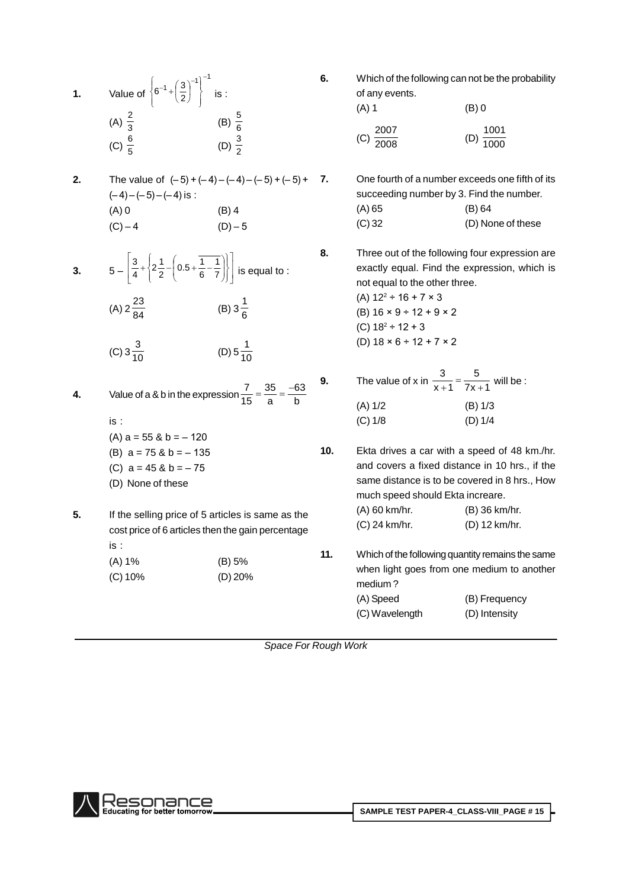**1.** Value of $\left\{6^{-1}+\left(\frac{3}{2}\right)^{-1}\right\}^{-1}$ is :

(A) $\frac{2}{3}$ (B) $\frac{5}{6}$

(C) $\frac{6}{5}$ (D) $\frac{3}{2}$

**2.** The value of $(-5)+(-4)-(-4)-(-5)+(-5)+(-4)-(-5)-(-4)$ is :

(A) 0 (B) 4

(C) – 4 (D) – 5

**3.** $5-\left[\frac{3}{4}+\left\{2\frac{1}{2}-\left(0.5+\overline{\frac{1}{6}-\frac{1}{7}}\right)\right\}\right]$ is equal to :

(A) $2\frac{23}{84}$ (B) $3\frac{1}{6}$

(C) $3\frac{3}{10}$ (D) $5\frac{1}{10}$

**4.** Value of a & b in the expression $\frac{7}{15}=\frac{35}{a}=\frac{-63}{b}$ is :

(A) a = 55 & b = – 120

(B) a = 75 & b = – 135

(C) a = 45 & b = – 75

(D) None of these

**5.** If the selling price of 5 articles is same as the cost price of 6 articles then the gain percentage is :

(A) 1% (B) 5%

(C) 10% (D) 20%

**6.** Which of the following can not be the probability of any events.

(A) 1 (B) 0

(C) $\frac{2007}{2008}$ (D) $\frac{1001}{1000}$

**7.** One fourth of a number exceeds one fifth of its succeeding number by 3. Find the number.

(A) 65 (B) 64

(C) 32 (D) None of these

**8.** Three out of the following four expression are exactly equal. Find the expression, which is not equal to the other three.

(A) $12^2 \div 16 + 7 \times 3$

(B) $16 \times 9 \div 12 + 9 \times 2$

(C) $18^2 \div 12 + 3$

(D) $18 \times 6 \div 12 + 7 \times 2$

**9.** The value of x in $\frac{3}{x+1}=\frac{5}{7x+1}$ will be :

(A) 1/2 (B) 1/3

(C) 1/8 (D) 1/4

**10.** Ekta drives a car with a speed of 48 km./hr. and covers a fixed distance in 10 hrs., if the same distance is to be covered in 8 hrs., How much speed should Ekta increare.

(A) 60 km/hr. (B) 36 km/hr.

(C) 24 km/hr. (D) 12 km/hr.

**11.** Which of the following quantity remains the same when light goes from one medium to another medium ?

(A) Speed (B) Frequency

(C) Wavelength (D) Intensity

*Space For Rough Work*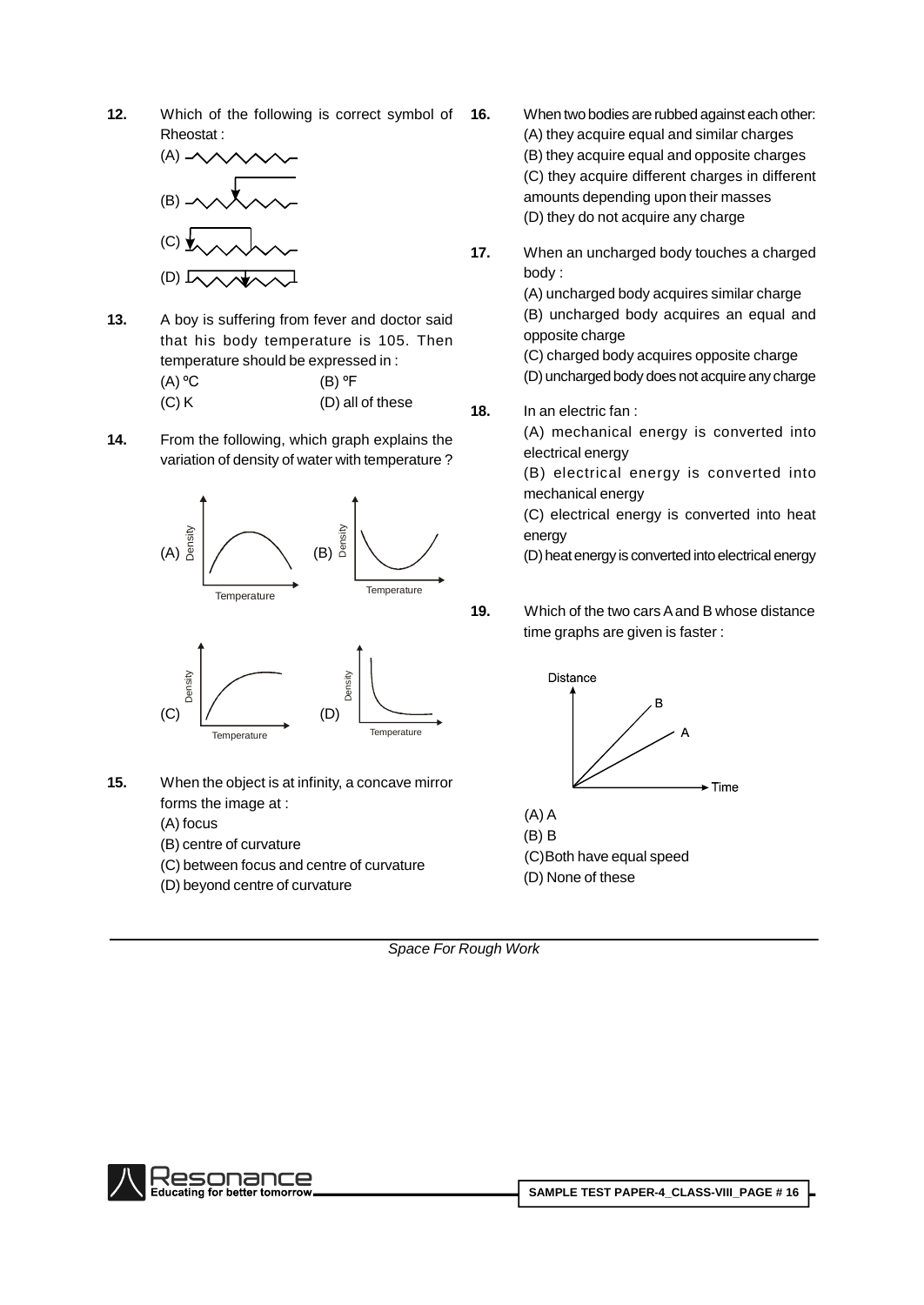**12.** Which of the following is correct symbol of Rheostat :

(A)

(B)

(C)

(D)

**13.** A boy is suffering from fever and doctor said that his body temperature is 105. Then temperature should be expressed in :

(A) ºC (B) ºF

(C) K (D) all of these

**14.** From the following, which graph explains the variation of density of water with temperature ?

(A) (B)

(C) (D)

**15.** When the object is at infinity, a concave mirror forms the image at :

(A) focus

(B) centre of curvature

(C) between focus and centre of curvature

(D) beyond centre of curvature

**16.** When two bodies are rubbed against each other:

(A) they acquire equal and similar charges

(B) they acquire equal and opposite charges

(C) they acquire different charges in different amounts depending upon their masses

(D) they do not acquire any charge

**17.** When an uncharged body touches a charged body :

(A) uncharged body acquires similar charge

(B) uncharged body acquires an equal and opposite charge

(C) charged body acquires opposite charge

(D) uncharged body does not acquire any charge

**18.** In an electric fan :

(A) mechanical energy is converted into electrical energy

(B) electrical energy is converted into mechanical energy

(C) electrical energy is converted into heat energy

(D) heat energy is converted into electrical energy

**19.** Which of the two cars A and B whose distance time graphs are given is faster :

(A) A

(B) B

(C) Both have equal speed

(D) None of these

*Space For Rough Work*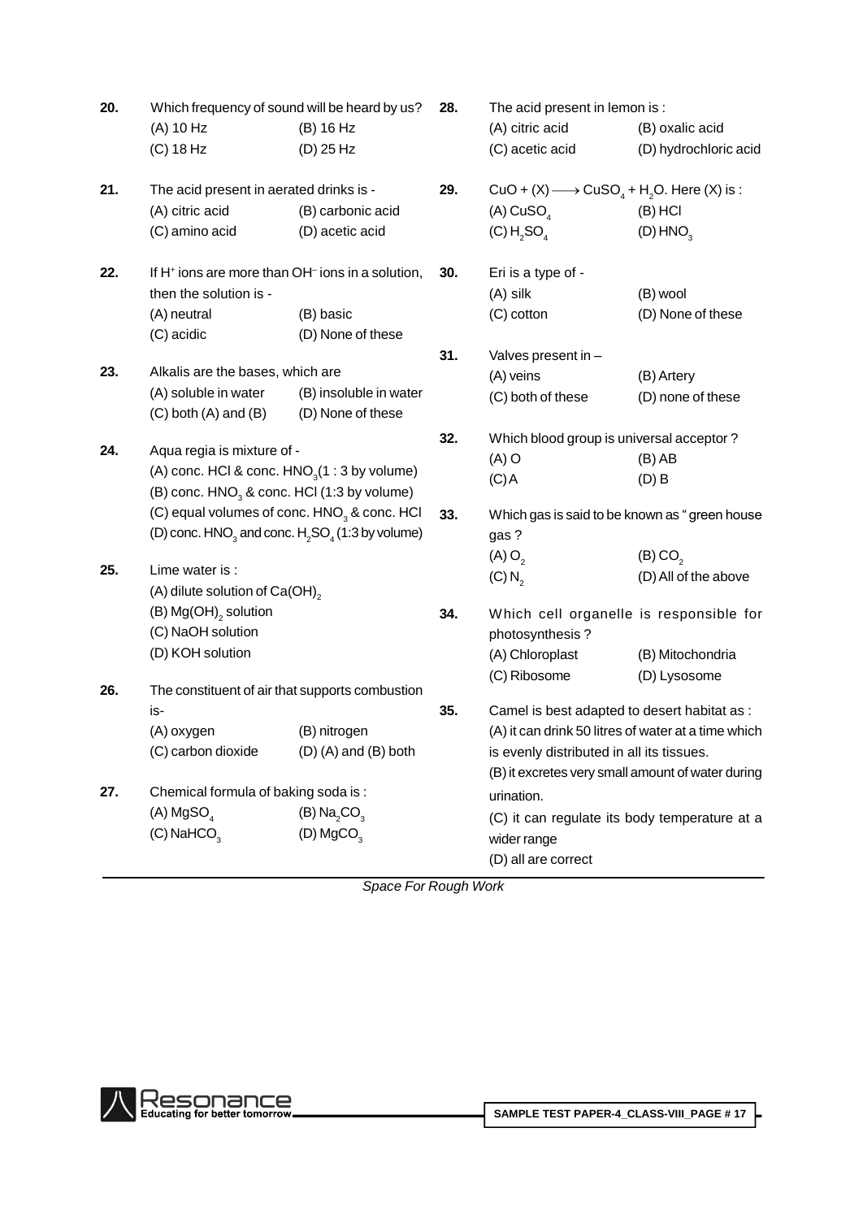**20.** Which frequency of sound will be heard by us?
(A) 10 Hz (B) 16 Hz
(C) 18 Hz (D) 25 Hz

**21.** The acid present in aerated drinks is -
(A) citric acid (B) carbonic acid
(C) amino acid (D) acetic acid

**22.** If $H^+$ ions are more than $OH^-$ ions in a solution, then the solution is -
(A) neutral (B) basic
(C) acidic (D) None of these

**23.** Alkalis are the bases, which are
(A) soluble in water (B) insoluble in water
(C) both (A) and (B) (D) None of these

**24.** Aqua regia is mixture of -
(A) conc. HCl & conc. $HNO_3$(1 : 3 by volume)
(B) conc. $HNO_3$ & conc. HCl (1:3 by volume)
(C) equal volumes of conc. $HNO_3$ & conc. HCl
(D) conc. $HNO_3$ and conc. $H_2SO_4$ (1:3 by volume)

**25.** Lime water is :
(A) dilute solution of $Ca(OH)_2$
(B) $Mg(OH)_2$ solution
(C) NaOH solution
(D) KOH solution

**26.** The constituent of air that supports combustion is-
(A) oxygen (B) nitrogen
(C) carbon dioxide (D) (A) and (B) both

**27.** Chemical formula of baking soda is :
(A) $MgSO_4$ (B) $Na_2CO_3$
(C) $NaHCO_3$ (D) $MgCO_3$

**28.** The acid present in lemon is :
(A) citric acid (B) oxalic acid
(C) acetic acid (D) hydrochloric acid

**29.** $CuO + (X) \longrightarrow CuSO_4 + H_2O$. Here (X) is :
(A) $CuSO_4$ (B) HCl
(C) $H_2SO_4$ (D) $HNO_3$

**30.** Eri is a type of -
(A) silk (B) wool
(C) cotton (D) None of these

**31.** Valves present in –
(A) veins (B) Artery
(C) both of these (D) none of these

**32.** Which blood group is universal acceptor ?
(A) O (B) AB
(C) A (D) B

**33.** Which gas is said to be known as " green house gas ?
(A) $O_2$ (B) $CO_2$
(C) $N_2$ (D) All of the above

**34.** Which cell organelle is responsible for photosynthesis ?
(A) Chloroplast (B) Mitochondria
(C) Ribosome (D) Lysosome

**35.** Camel is best adapted to desert habitat as :
(A) it can drink 50 litres of water at a time which is evenly distributed in all its tissues.
(B) it excretes very small amount of water during urination.
(C) it can regulate its body temperature at a wider range
(D) all are correct

*Space For Rough Work*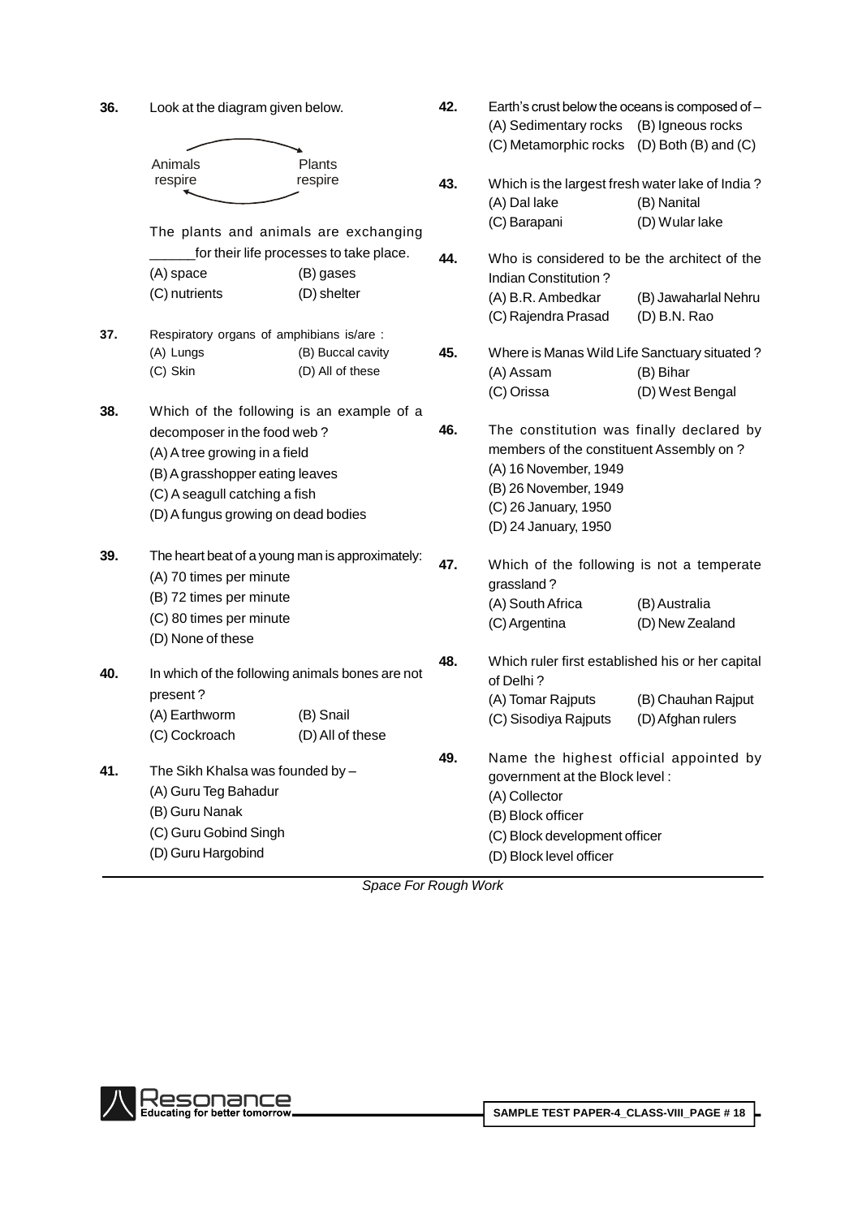**36.** Look at the diagram given below.

Animals respire ⇄ Plants respire

The plants and animals are exchanging ______for their life processes to take place.

(A) space (B) gases
(C) nutrients (D) shelter

**37.** Respiratory organs of amphibians is/are :

(A) Lungs (B) Buccal cavity
(C) Skin (D) All of these

**38.** Which of the following is an example of a decomposer in the food web ?

(A) A tree growing in a field
(B) A grasshopper eating leaves
(C) A seagull catching a fish
(D) A fungus growing on dead bodies

**39.** The heart beat of a young man is approximately:

(A) 70 times per minute
(B) 72 times per minute
(C) 80 times per minute
(D) None of these

**40.** In which of the following animals bones are not present ?

(A) Earthworm (B) Snail
(C) Cockroach (D) All of these

**41.** The Sikh Khalsa was founded by –

(A) Guru Teg Bahadur
(B) Guru Nanak
(C) Guru Gobind Singh
(D) Guru Hargobind

**42.** Earth's crust below the oceans is composed of –

(A) Sedimentary rocks (B) Igneous rocks
(C) Metamorphic rocks (D) Both (B) and (C)

**43.** Which is the largest fresh water lake of India ?

(A) Dal lake (B) Nanital
(C) Barapani (D) Wular lake

**44.** Who is considered to be the architect of the Indian Constitution ?

(A) B.R. Ambedkar (B) Jawaharlal Nehru
(C) Rajendra Prasad (D) B.N. Rao

**45.** Where is Manas Wild Life Sanctuary situated ?

(A) Assam (B) Bihar
(C) Orissa (D) West Bengal

**46.** The constitution was finally declared by members of the constituent Assembly on ?

(A) 16 November, 1949
(B) 26 November, 1949
(C) 26 January, 1950
(D) 24 January, 1950

**47.** Which of the following is not a temperate grassland ?

(A) South Africa (B) Australia
(C) Argentina (D) New Zealand

**48.** Which ruler first established his or her capital of Delhi ?

(A) Tomar Rajputs (B) Chauhan Rajput
(C) Sisodiya Rajputs (D) Afghan rulers

**49.** Name the highest official appointed by government at the Block level :

(A) Collector
(B) Block officer
(C) Block development officer
(D) Block level officer

*Space For Rough Work*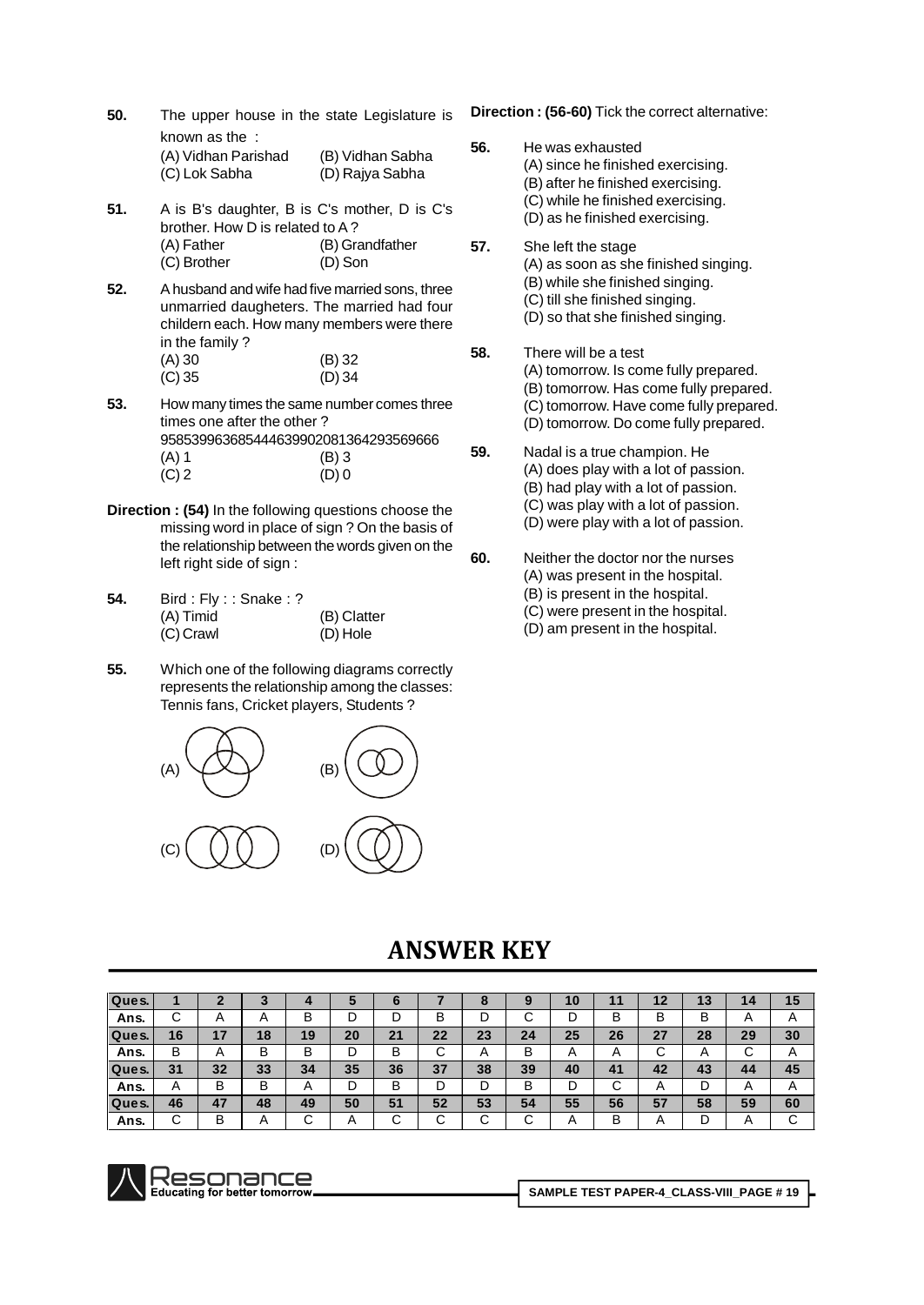**50.** The upper house in the state Legislature is known as the :
(A) Vidhan Parishad (B) Vidhan Sabha
(C) Lok Sabha (D) Rajya Sabha

**51.** A is B's daughter, B is C's mother, D is C's brother. How D is related to A ?
(A) Father (B) Grandfather
(C) Brother (D) Son

**52.** A husband and wife had five married sons, three unmarried daugheters. The married had four childern each. How many members were there in the family ?
(A) 30 (B) 32
(C) 35 (D) 34

**53.** How many times the same number comes three times one after the other ?
9585399636854446399020813642935 69666
(A) 1 (B) 3
(C) 2 (D) 0

**Direction : (54)** In the following questions choose the missing word in place of sign ? On the basis of the relationship between the words given on the left right side of sign :

**54.** Bird : Fly : : Snake : ?
(A) Timid (B) Clatter
(C) Crawl (D) Hole

**55.** Which one of the following diagrams correctly represents the relationship among the classes: Tennis fans, Cricket players, Students ?

(A) (B)

(C) (D)

**Direction : (56-60)** Tick the correct alternative:

**56.** He was exhausted
(A) since he finished exercising.
(B) after he finished exercising.
(C) while he finished exercising.
(D) as he finished exercising.

**57.** She left the stage
(A) as soon as she finished singing.
(B) while she finished singing.
(C) till she finished singing.
(D) so that she finished singing.

**58.** There will be a test
(A) tomorrow. Is come fully prepared.
(B) tomorrow. Has come fully prepared.
(C) tomorrow. Have come fully prepared.
(D) tomorrow. Do come fully prepared.

**59.** Nadal is a true champion. He
(A) does play with a lot of passion.
(B) had play with a lot of passion.
(C) was play with a lot of passion.
(D) were play with a lot of passion.

**60.** Neither the doctor nor the nurses
(A) was present in the hospital.
(B) is present in the hospital.
(C) were present in the hospital.
(D) am present in the hospital.

# ANSWER KEY

| Ques. | 1 | 2 | 3 | 4 | 5 | 6 | 7 | 8 | 9 | 10 | 11 | 12 | 13 | 14 | 15 |
|---|---|---|---|---|---|---|---|---|---|---|---|---|---|---|---|
| Ans. | C | A | A | B | D | D | B | D | C | D | B | B | B | A | A |
| Ques. | 16 | 17 | 18 | 19 | 20 | 21 | 22 | 23 | 24 | 25 | 26 | 27 | 28 | 29 | 30 |
| Ans. | B | A | B | B | D | B | C | A | B | A | A | C | A | C | A |
| Ques. | 31 | 32 | 33 | 34 | 35 | 36 | 37 | 38 | 39 | 40 | 41 | 42 | 43 | 44 | 45 |
| Ans. | A | B | B | A | D | B | D | D | B | D | C | A | D | A | A |
| Ques. | 46 | 47 | 48 | 49 | 50 | 51 | 52 | 53 | 54 | 55 | 56 | 57 | 58 | 59 | 60 |
| Ans. | C | B | A | C | A | C | C | C | C | A | B | A | D | A | C |